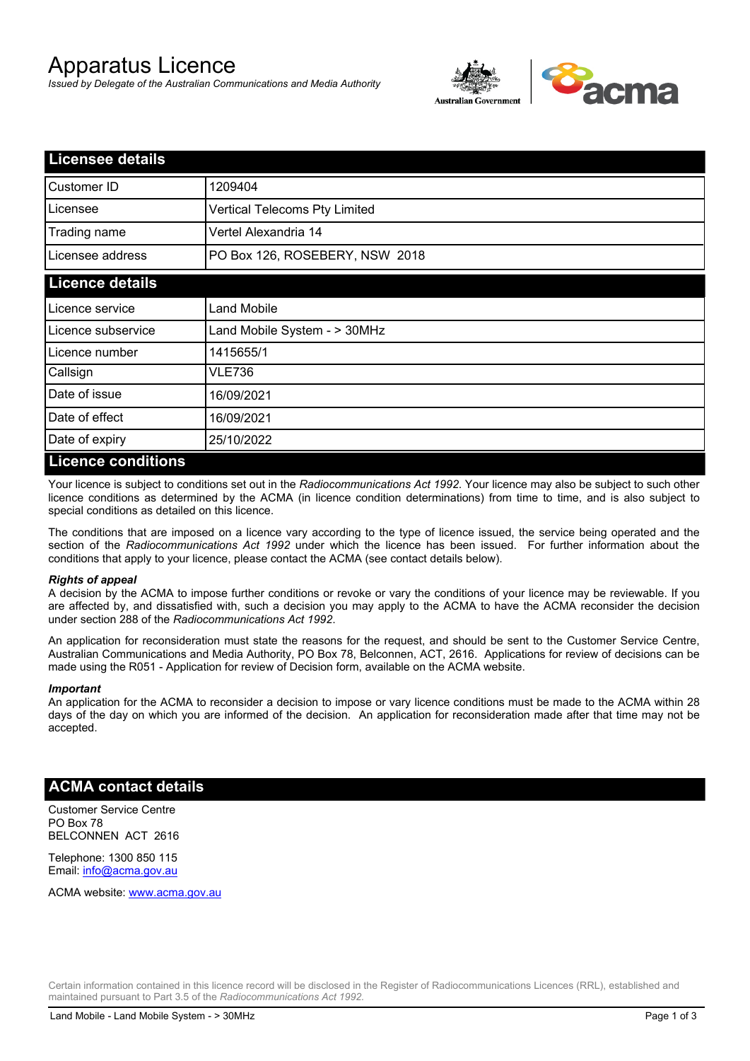# Apparatus Licence

*Issued by Delegate of the Australian Communications and Media Authority*

## Licensee details

| | |
|---|---|
| Customer ID | 1209404 |
| Licensee | Vertical Telecoms Pty Limited |
| Trading name | Vertel Alexandria 14 |
| Licensee address | PO Box 126, ROSEBERY, NSW 2018 |

## Licence details

| | |
|---|---|
| Licence service | Land Mobile |
| Licence subservice | Land Mobile System - > 30MHz |
| Licence number | 1415655/1 |
| Callsign | VLE736 |
| Date of issue | 16/09/2021 |
| Date of effect | 16/09/2021 |
| Date of expiry | 25/10/2022 |

## Licence conditions

Your licence is subject to conditions set out in the *Radiocommunications Act 1992*. Your licence may also be subject to such other licence conditions as determined by the ACMA (in licence condition determinations) from time to time, and is also subject to special conditions as detailed on this licence.

The conditions that are imposed on a licence vary according to the type of licence issued, the service being operated and the section of the *Radiocommunications Act 1992* under which the licence has been issued. For further information about the conditions that apply to your licence, please contact the ACMA (see contact details below).

***Rights of appeal***

A decision by the ACMA to impose further conditions or revoke or vary the conditions of your licence may be reviewable. If you are affected by, and dissatisfied with, such a decision you may apply to the ACMA to have the ACMA reconsider the decision under section 288 of the *Radiocommunications Act 1992*.

An application for reconsideration must state the reasons for the request, and should be sent to the Customer Service Centre, Australian Communications and Media Authority, PO Box 78, Belconnen, ACT, 2616. Applications for review of decisions can be made using the R051 - Application for review of Decision form, available on the ACMA website.

***Important***

An application for the ACMA to reconsider a decision to impose or vary licence conditions must be made to the ACMA within 28 days of the day on which you are informed of the decision. An application for reconsideration made after that time may not be accepted.

## ACMA contact details

Customer Service Centre
PO Box 78
BELCONNEN ACT 2616

Telephone: 1300 850 115
Email: info@acma.gov.au

ACMA website: www.acma.gov.au

Certain information contained in this licence record will be disclosed in the Register of Radiocommunications Licences (RRL), established and maintained pursuant to Part 3.5 of the *Radiocommunications Act 1992.*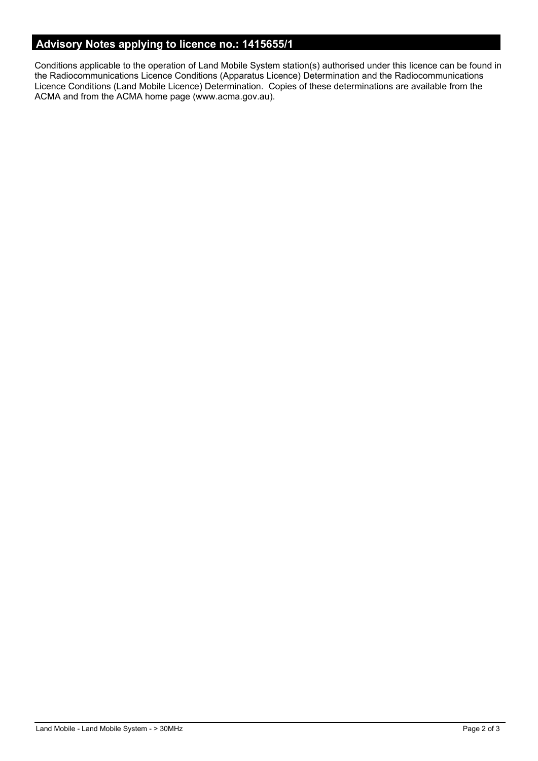## Advisory Notes applying to licence no.: 1415655/1

Conditions applicable to the operation of Land Mobile System station(s) authorised under this licence can be found in the Radiocommunications Licence Conditions (Apparatus Licence) Determination and the Radiocommunications Licence Conditions (Land Mobile Licence) Determination. Copies of these determinations are available from the ACMA and from the ACMA home page (www.acma.gov.au).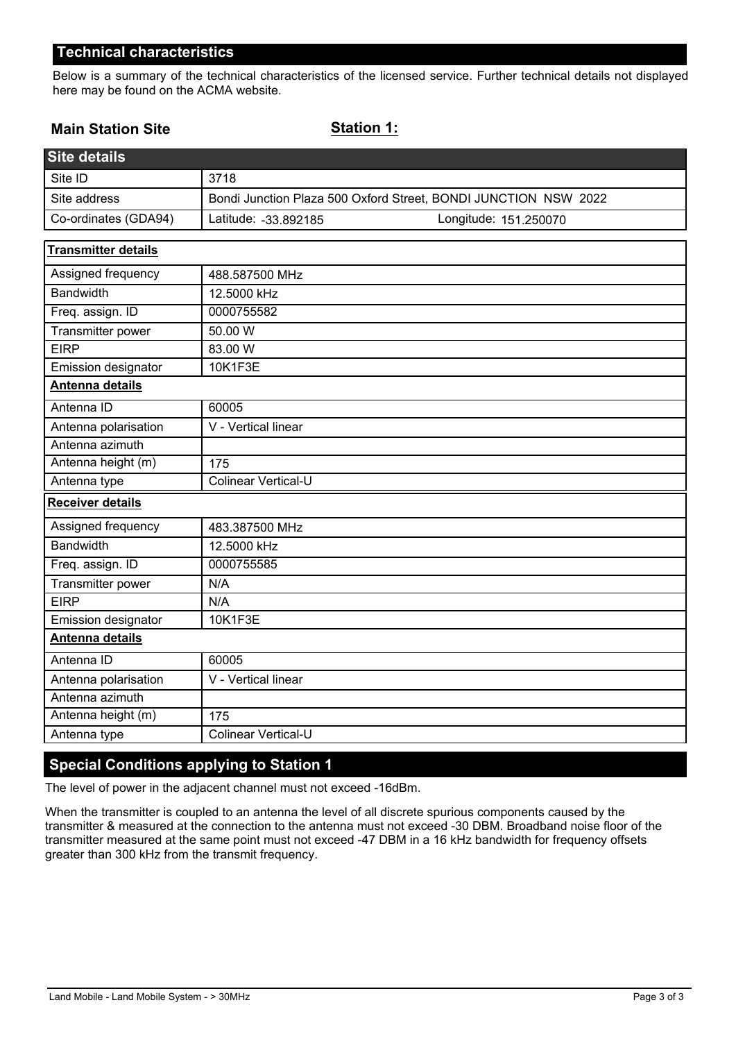## Technical characteristics

Below is a summary of the technical characteristics of the licensed service. Further technical details not displayed here may be found on the ACMA website.

**Main Station Site** **Station 1:**

| Site details | |
|---|---|
| Site ID | 3718 |
| Site address | Bondi Junction Plaza 500 Oxford Street, BONDI JUNCTION NSW 2022 |
| Co-ordinates (GDA94) | Latitude: -33.892185 Longitude: 151.250070 |

| Transmitter details | |
|---|---|
| Assigned frequency | 488.587500 MHz |
| Bandwidth | 12.5000 kHz |
| Freq. assign. ID | 0000755582 |
| Transmitter power | 50.00 W |
| EIRP | 83.00 W |
| Emission designator | 10K1F3E |
| **Antenna details** | |
| Antenna ID | 60005 |
| Antenna polarisation | V - Vertical linear |
| Antenna azimuth | |
| Antenna height (m) | 175 |
| Antenna type | Colinear Vertical-U |

| Receiver details | |
|---|---|
| Assigned frequency | 483.387500 MHz |
| Bandwidth | 12.5000 kHz |
| Freq. assign. ID | 0000755585 |
| Transmitter power | N/A |
| EIRP | N/A |
| Emission designator | 10K1F3E |
| **Antenna details** | |
| Antenna ID | 60005 |
| Antenna polarisation | V - Vertical linear |
| Antenna azimuth | |
| Antenna height (m) | 175 |
| Antenna type | Colinear Vertical-U |

## Special Conditions applying to Station 1

The level of power in the adjacent channel must not exceed -16dBm.

When the transmitter is coupled to an antenna the level of all discrete spurious components caused by the transmitter & measured at the connection to the antenna must not exceed -30 DBM. Broadband noise floor of the transmitter measured at the same point must not exceed -47 DBM in a 16 kHz bandwidth for frequency offsets greater than 300 kHz from the transmit frequency.